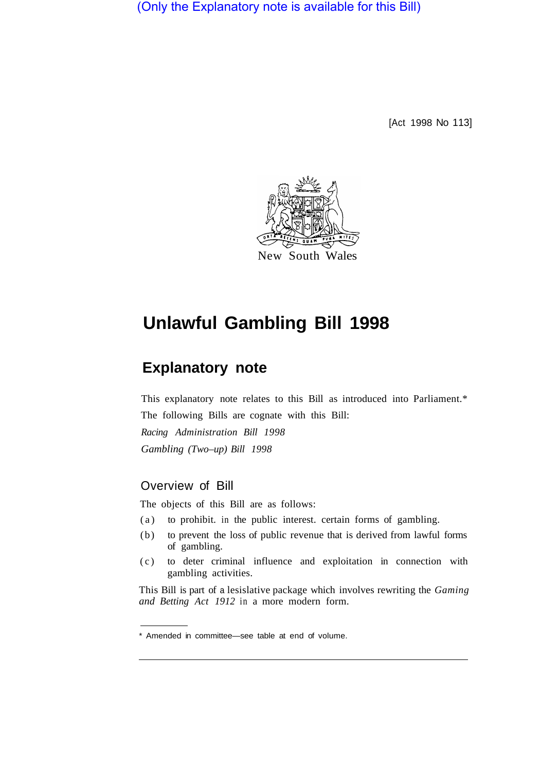(Only the Explanatory note is available for this Bill)

[Act 1998 No 113]

New South Wales

# Unlawful Gambling Bill 1998

## Explanatory note

This explanatory note relates to this Bill as introduced into Parliament.*

The following Bills are cognate with this Bill:

*Racing Administration Bill 1998*

*Gambling (Two–up) Bill 1998*

### Overview of Bill

The objects of this Bill are as follows:

(a) to prohibit. in the public interest. certain forms of gambling.

(b) to prevent the loss of public revenue that is derived from lawful forms of gambling.

(c) to deter criminal influence and exploitation in connection with gambling activities.

This Bill is part of a lesislative package which involves rewriting the *Gaming and Betting Act 1912* in a more modern form.

* Amended in committee—see table at end of volume.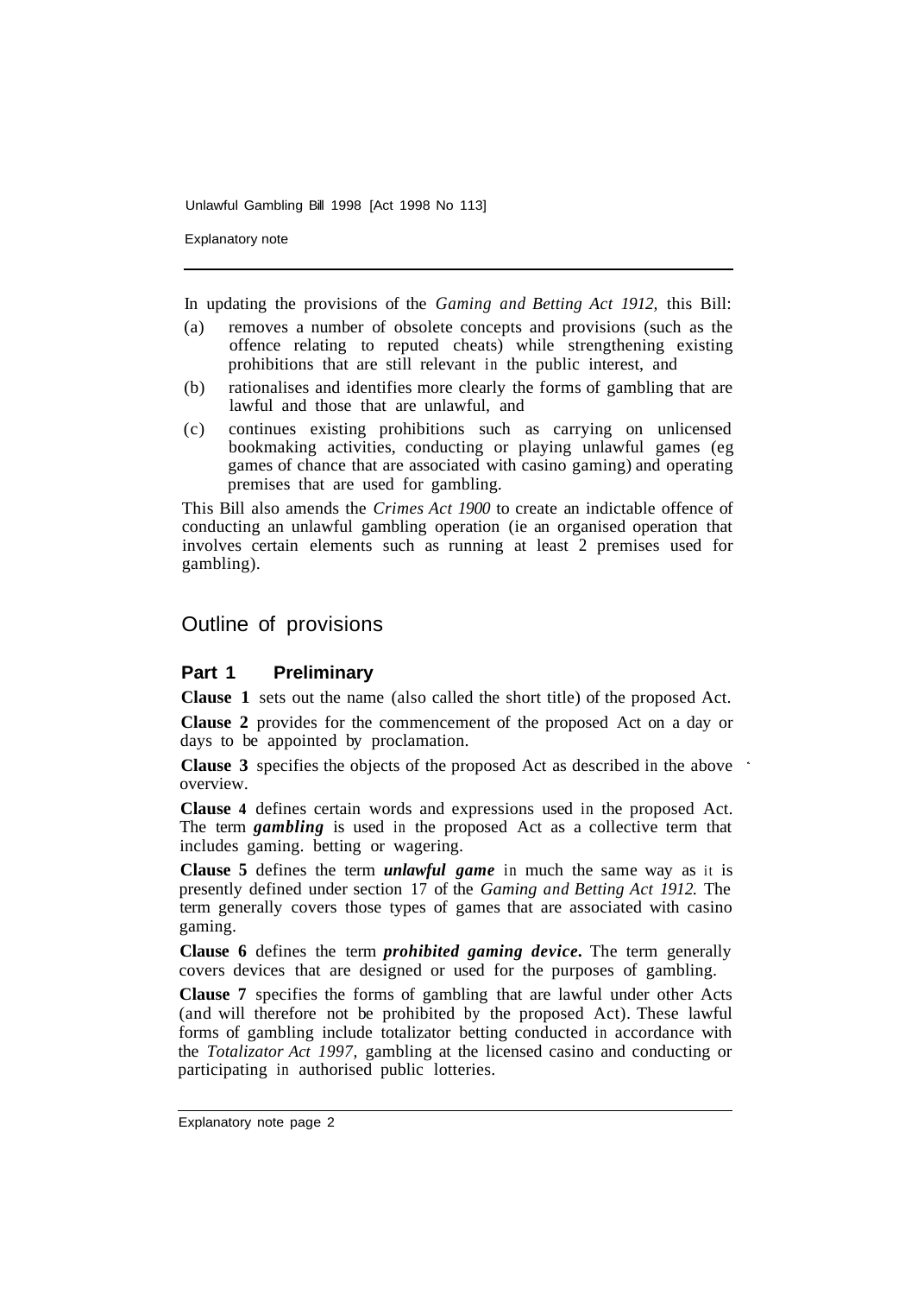In updating the provisions of the *Gaming and Betting Act 1912,* this Bill:

(a) removes a number of obsolete concepts and provisions (such as the offence relating to reputed cheats) while strengthening existing prohibitions that are still relevant in the public interest, and

(b) rationalises and identifies more clearly the forms of gambling that are lawful and those that are unlawful, and

(c) continues existing prohibitions such as carrying on unlicensed bookmaking activities, conducting or playing unlawful games (eg games of chance that are associated with casino gaming) and operating premises that are used for gambling.

This Bill also amends the *Crimes Act 1900* to create an indictable offence of conducting an unlawful gambling operation (ie an organised operation that involves certain elements such as running at least 2 premises used for gambling).

## Outline of provisions

### Part 1 Preliminary

**Clause 1** sets out the name (also called the short title) of the proposed Act.

**Clause 2** provides for the commencement of the proposed Act on a day or days to be appointed by proclamation.

**Clause 3** specifies the objects of the proposed Act as described in the above overview.

**Clause 4** defines certain words and expressions used in the proposed Act. The term ***gambling*** is used in the proposed Act as a collective term that includes gaming. betting or wagering.

**Clause 5** defines the term ***unlawful game*** in much the same way as it is presently defined under section 17 of the *Gaming and Betting Act 1912.* The term generally covers those types of games that are associated with casino gaming.

**Clause 6** defines the term ***prohibited gaming device***. The term generally covers devices that are designed or used for the purposes of gambling.

**Clause 7** specifies the forms of gambling that are lawful under other Acts (and will therefore not be prohibited by the proposed Act). These lawful forms of gambling include totalizator betting conducted in accordance with the *Totalizator Act 1997,* gambling at the licensed casino and conducting or participating in authorised public lotteries.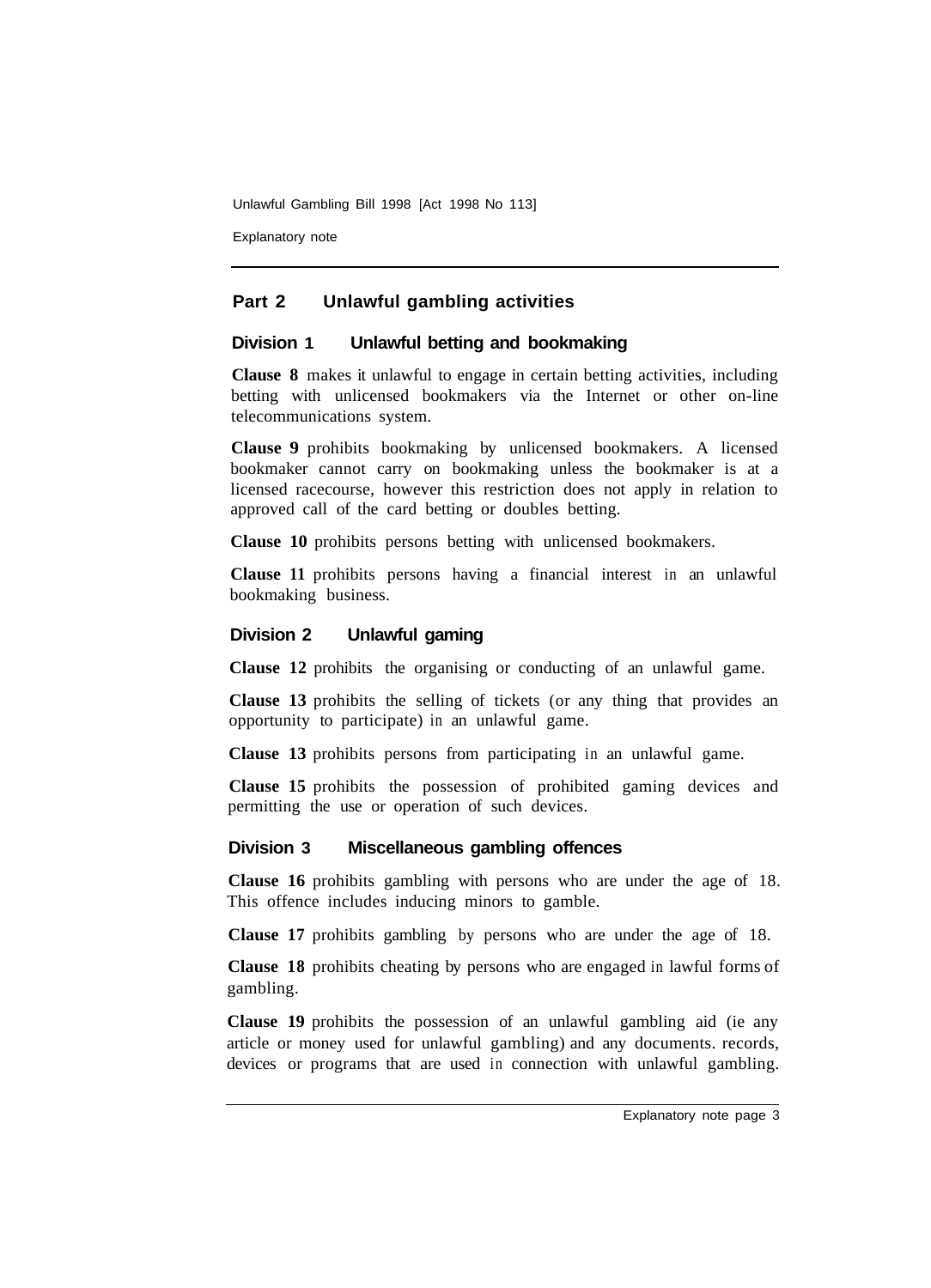## Part 2 Unlawful gambling activities

### Division 1 Unlawful betting and bookmaking

**Clause 8** makes it unlawful to engage in certain betting activities, including betting with unlicensed bookmakers via the Internet or other on-line telecommunications system.

**Clause 9** prohibits bookmaking by unlicensed bookmakers. A licensed bookmaker cannot carry on bookmaking unless the bookmaker is at a licensed racecourse, however this restriction does not apply in relation to approved call of the card betting or doubles betting.

**Clause 10** prohibits persons betting with unlicensed bookmakers.

**Clause 11** prohibits persons having a financial interest in an unlawful bookmaking business.

### Division 2 Unlawful gaming

**Clause 12** prohibits the organising or conducting of an unlawful game.

**Clause 13** prohibits the selling of tickets (or any thing that provides an opportunity to participate) in an unlawful game.

**Clause 13** prohibits persons from participating in an unlawful game.

**Clause 15** prohibits the possession of prohibited gaming devices and permitting the use or operation of such devices.

### Division 3 Miscellaneous gambling offences

**Clause 16** prohibits gambling with persons who are under the age of 18. This offence includes inducing minors to gamble.

**Clause 17** prohibits gambling by persons who are under the age of 18.

**Clause 18** prohibits cheating by persons who are engaged in lawful forms of gambling.

**Clause 19** prohibits the possession of an unlawful gambling aid (ie any article or money used for unlawful gambling) and any documents. records, devices or programs that are used in connection with unlawful gambling.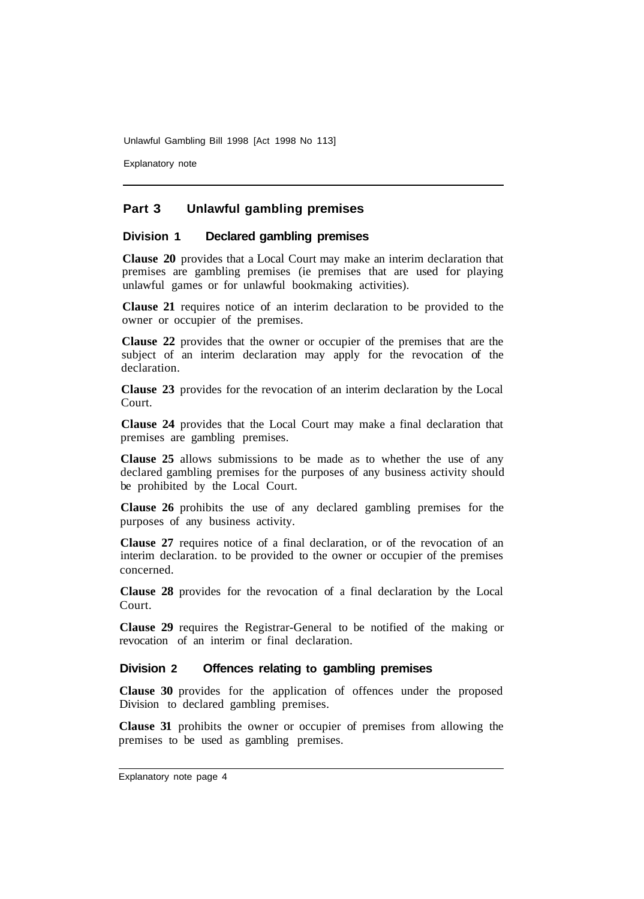## Part 3 Unlawful gambling premises

### Division 1 Declared gambling premises

**Clause 20** provides that a Local Court may make an interim declaration that premises are gambling premises (ie premises that are used for playing unlawful games or for unlawful bookmaking activities).

**Clause 21** requires notice of an interim declaration to be provided to the owner or occupier of the premises.

**Clause 22** provides that the owner or occupier of the premises that are the subject of an interim declaration may apply for the revocation of the declaration.

**Clause 23** provides for the revocation of an interim declaration by the Local Court.

**Clause 24** provides that the Local Court may make a final declaration that premises are gambling premises.

**Clause 25** allows submissions to be made as to whether the use of any declared gambling premises for the purposes of any business activity should be prohibited by the Local Court.

**Clause 26** prohibits the use of any declared gambling premises for the purposes of any business activity.

**Clause 27** requires notice of a final declaration, or of the revocation of an interim declaration. to be provided to the owner or occupier of the premises concerned.

**Clause 28** provides for the revocation of a final declaration by the Local Court.

**Clause 29** requires the Registrar-General to be notified of the making or revocation of an interim or final declaration.

### Division 2 Offences relating to gambling premises

**Clause 30** provides for the application of offences under the proposed Division to declared gambling premises.

**Clause 31** prohibits the owner or occupier of premises from allowing the premises to be used as gambling premises.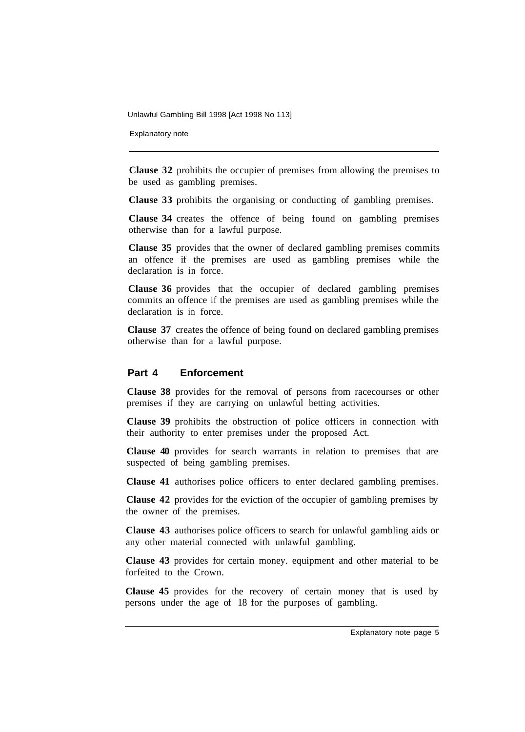**Clause 32** prohibits the occupier of premises from allowing the premises to be used as gambling premises.

**Clause 33** prohibits the organising or conducting of gambling premises.

**Clause 34** creates the offence of being found on gambling premises otherwise than for a lawful purpose.

**Clause 35** provides that the owner of declared gambling premises commits an offence if the premises are used as gambling premises while the declaration is in force.

**Clause 36** provides that the occupier of declared gambling premises commits an offence if the premises are used as gambling premises while the declaration is in force.

**Clause 37** creates the offence of being found on declared gambling premises otherwise than for a lawful purpose.

## Part 4 Enforcement

**Clause 38** provides for the removal of persons from racecourses or other premises if they are carrying on unlawful betting activities.

**Clause 39** prohibits the obstruction of police officers in connection with their authority to enter premises under the proposed Act.

**Clause 40** provides for search warrants in relation to premises that are suspected of being gambling premises.

**Clause 41** authorises police officers to enter declared gambling premises.

**Clause 42** provides for the eviction of the occupier of gambling premises by the owner of the premises.

**Clause 43** authorises police officers to search for unlawful gambling aids or any other material connected with unlawful gambling.

**Clause 43** provides for certain money. equipment and other material to be forfeited to the Crown.

**Clause 45** provides for the recovery of certain money that is used by persons under the age of 18 for the purposes of gambling.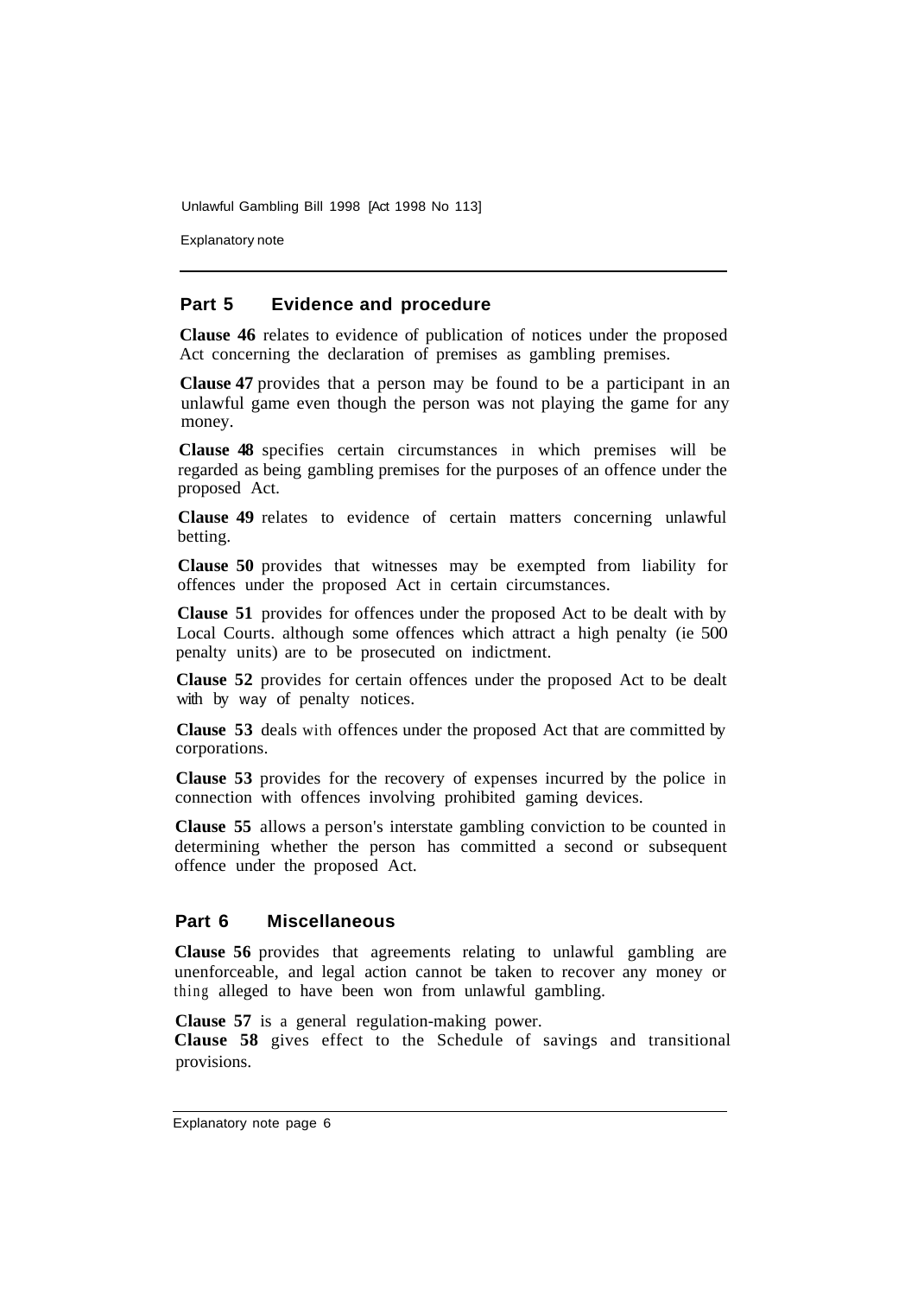## Part 5 Evidence and procedure

**Clause 46** relates to evidence of publication of notices under the proposed Act concerning the declaration of premises as gambling premises.

**Clause 47** provides that a person may be found to be a participant in an unlawful game even though the person was not playing the game for any money.

**Clause 48** specifies certain circumstances in which premises will be regarded as being gambling premises for the purposes of an offence under the proposed Act.

**Clause 49** relates to evidence of certain matters concerning unlawful betting.

**Clause 50** provides that witnesses may be exempted from liability for offences under the proposed Act in certain circumstances.

**Clause 51** provides for offences under the proposed Act to be dealt with by Local Courts. although some offences which attract a high penalty (ie 500 penalty units) are to be prosecuted on indictment.

**Clause 52** provides for certain offences under the proposed Act to be dealt with by way of penalty notices.

**Clause 53** deals with offences under the proposed Act that are committed by corporations.

**Clause 53** provides for the recovery of expenses incurred by the police in connection with offences involving prohibited gaming devices.

**Clause 55** allows a person's interstate gambling conviction to be counted in determining whether the person has committed a second or subsequent offence under the proposed Act.

## Part 6 Miscellaneous

**Clause 56** provides that agreements relating to unlawful gambling are unenforceable, and legal action cannot be taken to recover any money or thing alleged to have been won from unlawful gambling.

**Clause 57** is a general regulation-making power.

**Clause 58** gives effect to the Schedule of savings and transitional provisions.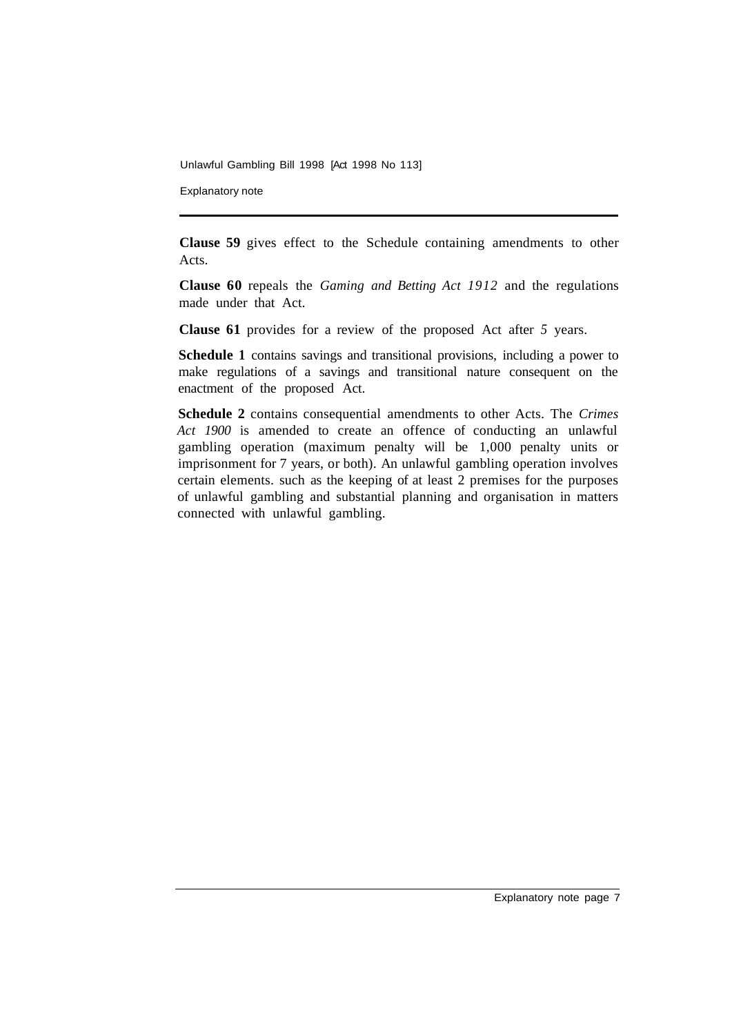**Clause 59** gives effect to the Schedule containing amendments to other Acts.

**Clause 60** repeals the *Gaming and Betting Act 1912* and the regulations made under that Act.

**Clause 61** provides for a review of the proposed Act after *5* years.

**Schedule 1** contains savings and transitional provisions, including a power to make regulations of a savings and transitional nature consequent on the enactment of the proposed Act.

**Schedule 2** contains consequential amendments to other Acts. The *Crimes Act 1900* is amended to create an offence of conducting an unlawful gambling operation (maximum penalty will be 1,000 penalty units or imprisonment for 7 years, or both). An unlawful gambling operation involves certain elements. such as the keeping of at least 2 premises for the purposes of unlawful gambling and substantial planning and organisation in matters connected with unlawful gambling.